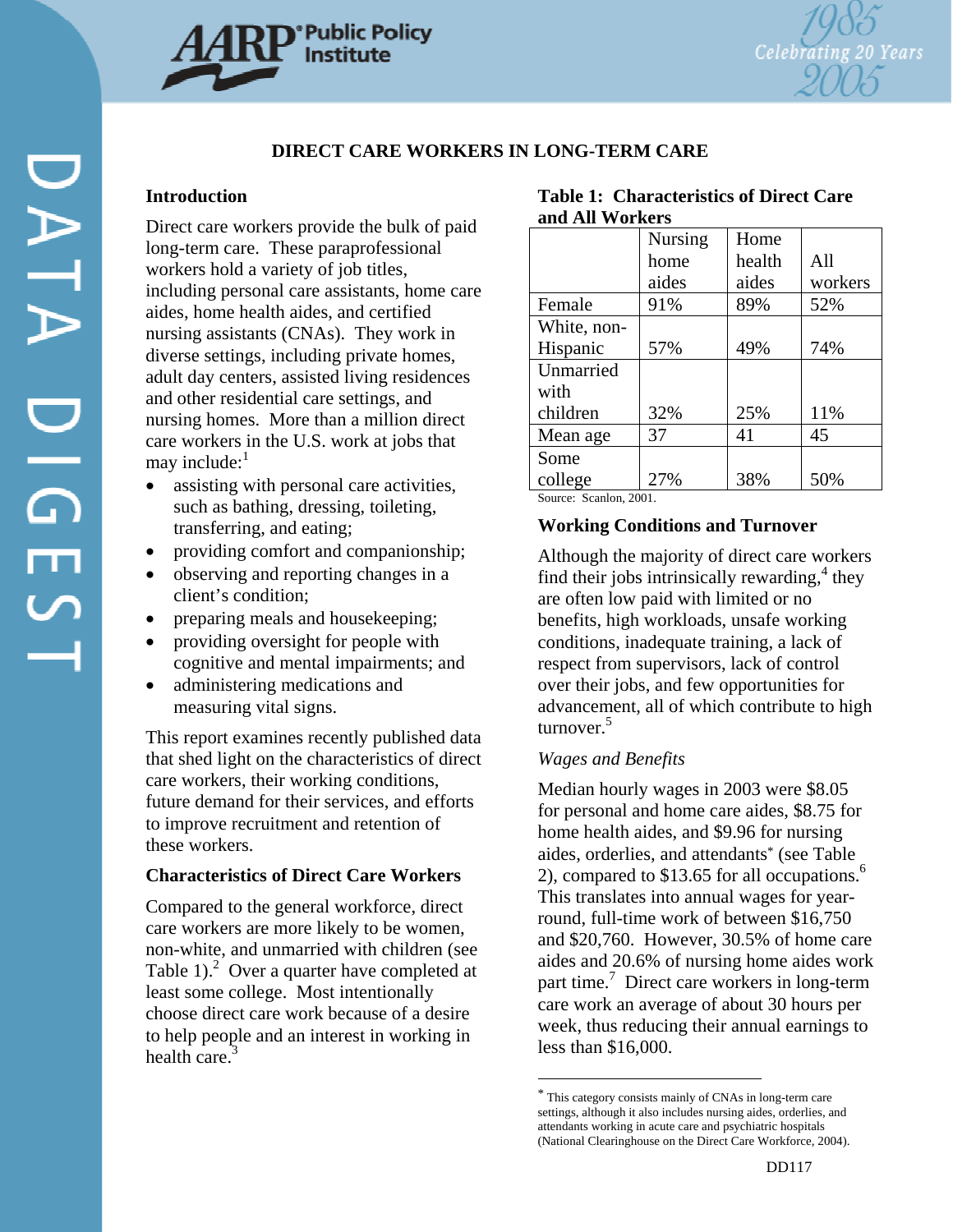# DIRECT CARE WORKERS IN LONG-TERM CARE

## Introduction

Direct care workers provide the bulk of paid long-term care. These paraprofessional workers hold a variety of job titles, including personal care assistants, home care aides, home health aides, and certified nursing assistants (CNAs). They work in diverse settings, including private homes, adult day centers, assisted living residences and other residential care settings, and nursing homes. More than a million direct care workers in the U.S. work at jobs that may include:[1]

- assisting with personal care activities, such as bathing, dressing, toileting, transferring, and eating;
- providing comfort and companionship;
- observing and reporting changes in a client's condition;
- preparing meals and housekeeping;
- providing oversight for people with cognitive and mental impairments; and
- administering medications and measuring vital signs.

This report examines recently published data that shed light on the characteristics of direct care workers, their working conditions, future demand for their services, and efforts to improve recruitment and retention of these workers.

## Characteristics of Direct Care Workers

Compared to the general workforce, direct care workers are more likely to be women, non-white, and unmarried with children (see Table 1).[2] Over a quarter have completed at least some college. Most intentionally choose direct care work because of a desire to help people and an interest in working in health care.[3]

**Table 1: Characteristics of Direct Care and All Workers**

| | Nursing home aides | Home health aides | All workers |
|---|---|---|---|
| Female | 91% | 89% | 52% |
| White, non-Hispanic | 57% | 49% | 74% |
| Unmarried with children | 32% | 25% | 11% |
| Mean age | 37 | 41 | 45 |
| Some college | 27% | 38% | 50% |

Source: Scanlon, 2001.

## Working Conditions and Turnover

Although the majority of direct care workers find their jobs intrinsically rewarding,[4] they are often low paid with limited or no benefits, high workloads, unsafe working conditions, inadequate training, a lack of respect from supervisors, lack of control over their jobs, and few opportunities for advancement, all of which contribute to high turnover.[5]

### *Wages and Benefits*

Median hourly wages in 2003 were $8.05 for personal and home care aides, $8.75 for home health aides, and $9.96 for nursing aides, orderlies, and attendants* (see Table 2), compared to $13.65 for all occupations.[6] This translates into annual wages for year-round, full-time work of between $16,750 and $20,760. However, 30.5% of home care aides and 20.6% of nursing home aides work part time.[7] Direct care workers in long-term care work an average of about 30 hours per week, thus reducing their annual earnings to less than $16,000.

---

\* This category consists mainly of CNAs in long-term care settings, although it also includes nursing aides, orderlies, and attendants working in acute care and psychiatric hospitals (National Clearinghouse on the Direct Care Workforce, 2004).

DD117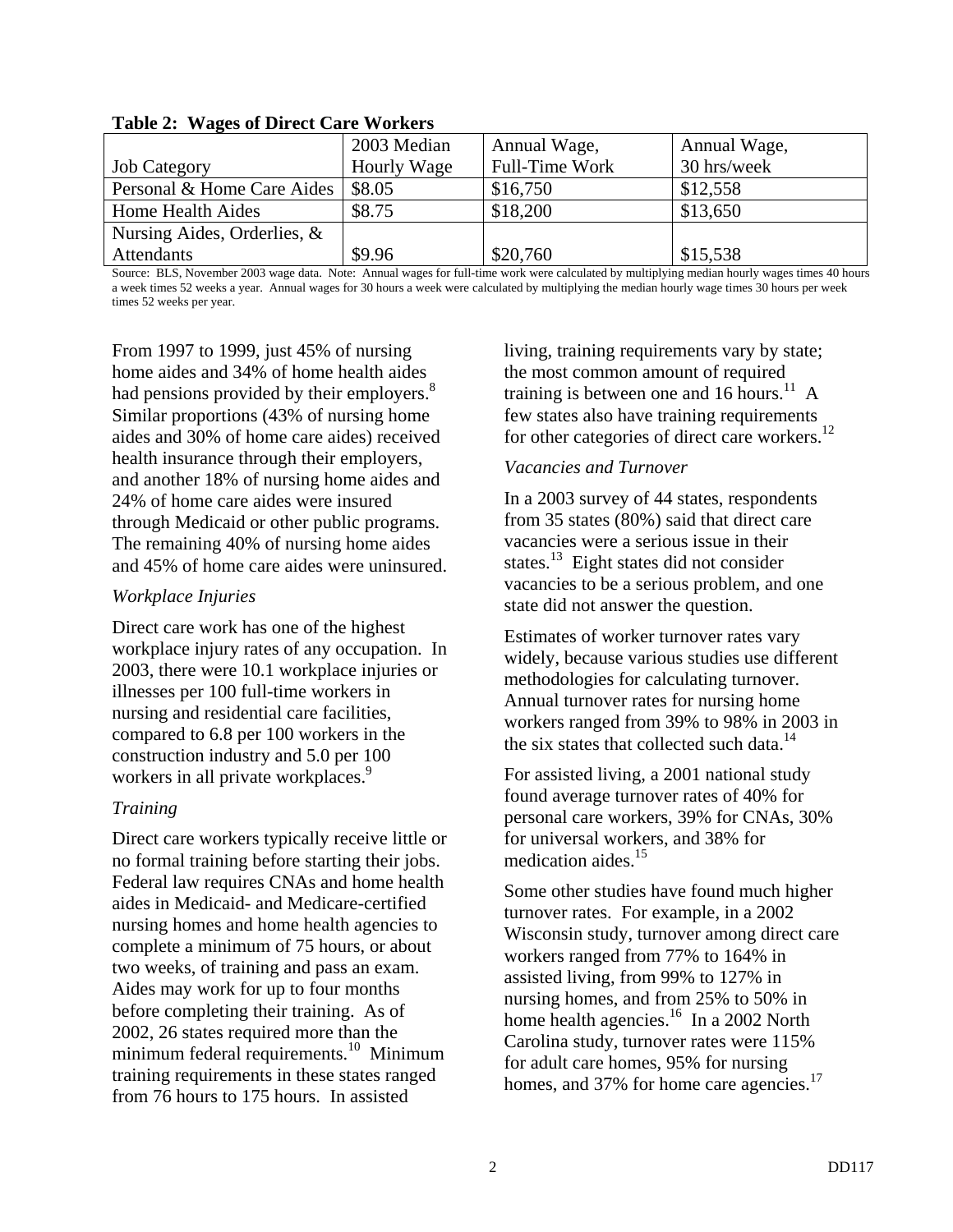**Table 2: Wages of Direct Care Workers**

| Job Category | 2003 Median Hourly Wage | Annual Wage, Full-Time Work | Annual Wage, 30 hrs/week |
|---|---|---|---|
| Personal & Home Care Aides | $8.05 | $16,750 | $12,558 |
| Home Health Aides | $8.75 | $18,200 | $13,650 |
| Nursing Aides, Orderlies, & Attendants | $9.96 | $20,760 | $15,538 |

Source: BLS, November 2003 wage data. Note: Annual wages for full-time work were calculated by multiplying median hourly wages times 40 hours a week times 52 weeks a year. Annual wages for 30 hours a week were calculated by multiplying the median hourly wage times 30 hours per week times 52 weeks per year.

From 1997 to 1999, just 45% of nursing home aides and 34% of home health aides had pensions provided by their employers.[8] Similar proportions (43% of nursing home aides and 30% of home care aides) received health insurance through their employers, and another 18% of nursing home aides and 24% of home care aides were insured through Medicaid or other public programs. The remaining 40% of nursing home aides and 45% of home care aides were uninsured.

*Workplace Injuries*

Direct care work has one of the highest workplace injury rates of any occupation. In 2003, there were 10.1 workplace injuries or illnesses per 100 full-time workers in nursing and residential care facilities, compared to 6.8 per 100 workers in the construction industry and 5.0 per 100 workers in all private workplaces.[9]

*Training*

Direct care workers typically receive little or no formal training before starting their jobs. Federal law requires CNAs and home health aides in Medicaid- and Medicare-certified nursing homes and home health agencies to complete a minimum of 75 hours, or about two weeks, of training and pass an exam. Aides may work for up to four months before completing their training. As of 2002, 26 states required more than the minimum federal requirements.[10] Minimum training requirements in these states ranged from 76 hours to 175 hours. In assisted living, training requirements vary by state; the most common amount of required training is between one and 16 hours.[11] A few states also have training requirements for other categories of direct care workers.[12]

*Vacancies and Turnover*

In a 2003 survey of 44 states, respondents from 35 states (80%) said that direct care vacancies were a serious issue in their states.[13] Eight states did not consider vacancies to be a serious problem, and one state did not answer the question.

Estimates of worker turnover rates vary widely, because various studies use different methodologies for calculating turnover. Annual turnover rates for nursing home workers ranged from 39% to 98% in 2003 in the six states that collected such data.[14]

For assisted living, a 2001 national study found average turnover rates of 40% for personal care workers, 39% for CNAs, 30% for universal workers, and 38% for medication aides.[15]

Some other studies have found much higher turnover rates. For example, in a 2002 Wisconsin study, turnover among direct care workers ranged from 77% to 164% in assisted living, from 99% to 127% in nursing homes, and from 25% to 50% in home health agencies.[16] In a 2002 North Carolina study, turnover rates were 115% for adult care homes, 95% for nursing homes, and 37% for home care agencies.[17]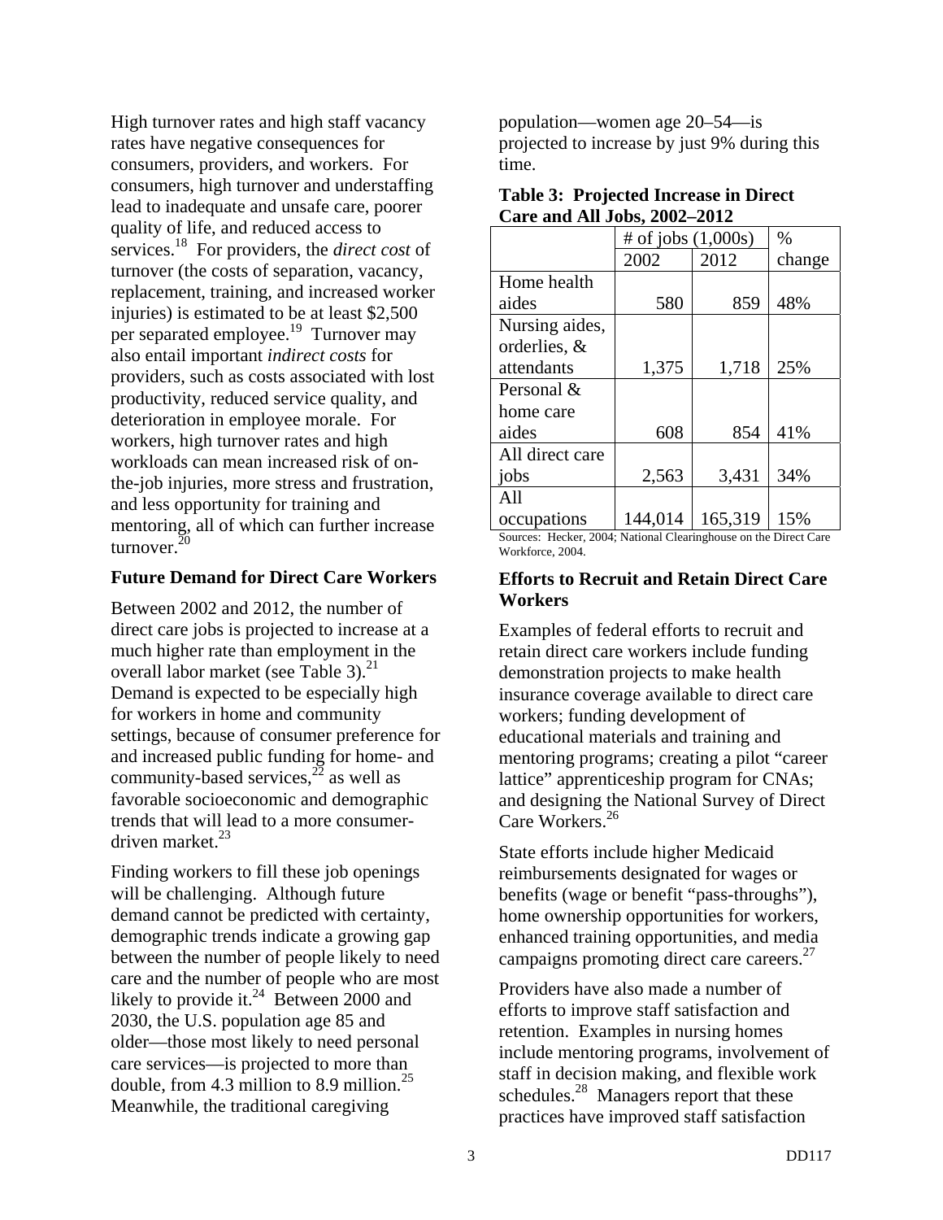High turnover rates and high staff vacancy rates have negative consequences for consumers, providers, and workers. For consumers, high turnover and understaffing lead to inadequate and unsafe care, poorer quality of life, and reduced access to services.[18] For providers, the *direct cost* of turnover (the costs of separation, vacancy, replacement, training, and increased worker injuries) is estimated to be at least $2,500 per separated employee.[19] Turnover may also entail important *indirect costs* for providers, such as costs associated with lost productivity, reduced service quality, and deterioration in employee morale. For workers, high turnover rates and high workloads can mean increased risk of on-the-job injuries, more stress and frustration, and less opportunity for training and mentoring, all of which can further increase turnover.[20]

### Future Demand for Direct Care Workers

Between 2002 and 2012, the number of direct care jobs is projected to increase at a much higher rate than employment in the overall labor market (see Table 3).[21] Demand is expected to be especially high for workers in home and community settings, because of consumer preference for and increased public funding for home- and community-based services,[22] as well as favorable socioeconomic and demographic trends that will lead to a more consumer-driven market.[23]

Finding workers to fill these job openings will be challenging. Although future demand cannot be predicted with certainty, demographic trends indicate a growing gap between the number of people likely to need care and the number of people who are most likely to provide it.[24] Between 2000 and 2030, the U.S. population age 85 and older—those most likely to need personal care services—is projected to more than double, from 4.3 million to 8.9 million.[25] Meanwhile, the traditional caregiving population—women age 20–54—is projected to increase by just 9% during this time.

**Table 3: Projected Increase in Direct Care and All Jobs, 2002–2012**

| | # of jobs (1,000s) | | % change |
|---|---|---|---|
| | 2002 | 2012 | |
| Home health aides | 580 | 859 | 48% |
| Nursing aides, orderlies, & attendants | 1,375 | 1,718 | 25% |
| Personal & home care aides | 608 | 854 | 41% |
| All direct care jobs | 2,563 | 3,431 | 34% |
| All occupations | 144,014 | 165,319 | 15% |

Sources: Hecker, 2004; National Clearinghouse on the Direct Care Workforce, 2004.

### Efforts to Recruit and Retain Direct Care Workers

Examples of federal efforts to recruit and retain direct care workers include funding demonstration projects to make health insurance coverage available to direct care workers; funding development of educational materials and training and mentoring programs; creating a pilot "career lattice" apprenticeship program for CNAs; and designing the National Survey of Direct Care Workers.[26]

State efforts include higher Medicaid reimbursements designated for wages or benefits (wage or benefit "pass-throughs"), home ownership opportunities for workers, enhanced training opportunities, and media campaigns promoting direct care careers.[27]

Providers have also made a number of efforts to improve staff satisfaction and retention. Examples in nursing homes include mentoring programs, involvement of staff in decision making, and flexible work schedules.[28] Managers report that these practices have improved staff satisfaction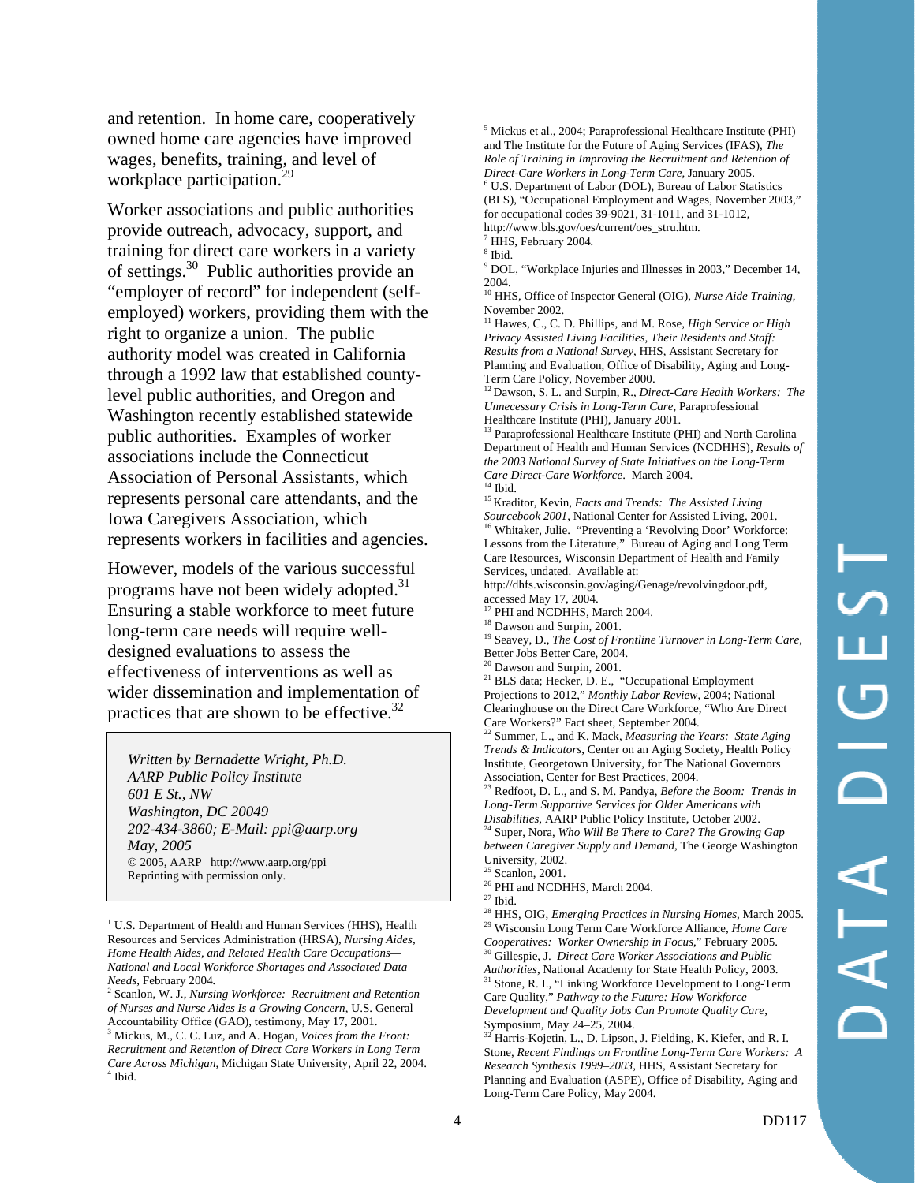and retention. In home care, cooperatively owned home care agencies have improved wages, benefits, training, and level of workplace participation.[29]

Worker associations and public authorities provide outreach, advocacy, support, and training for direct care workers in a variety of settings.[30] Public authorities provide an "employer of record" for independent (self-employed) workers, providing them with the right to organize a union. The public authority model was created in California through a 1992 law that established county-level public authorities, and Oregon and Washington recently established statewide public authorities. Examples of worker associations include the Connecticut Association of Personal Assistants, which represents personal care attendants, and the Iowa Caregivers Association, which represents workers in facilities and agencies.

However, models of the various successful programs have not been widely adopted.[31] Ensuring a stable workforce to meet future long-term care needs will require well-designed evaluations to assess the effectiveness of interventions as well as wider dissemination and implementation of practices that are shown to be effective.[32]

*Written by Bernadette Wright, Ph.D.*
*AARP Public Policy Institute*
*601 E St., NW*
*Washington, DC 20049*
*202-434-3860; E-Mail: ppi@aarp.org*
*May, 2005*
© 2005, AARP http://www.aarp.org/ppi
Reprinting with permission only.

---

[1] U.S. Department of Health and Human Services (HHS), Health Resources and Services Administration (HRSA), *Nursing Aides, Home Health Aides, and Related Health Care Occupations—National and Local Workforce Shortages and Associated Data Needs*, February 2004.

[2] Scanlon, W. J., *Nursing Workforce: Recruitment and Retention of Nurses and Nurse Aides Is a Growing Concern*, U.S. General Accountability Office (GAO), testimony, May 17, 2001.

[3] Mickus, M., C. C. Luz, and A. Hogan, *Voices from the Front: Recruitment and Retention of Direct Care Workers in Long Term Care Across Michigan*, Michigan State University, April 22, 2004.

[4] Ibid.

[5] Mickus et al., 2004; Paraprofessional Healthcare Institute (PHI) and The Institute for the Future of Aging Services (IFAS), *The Role of Training in Improving the Recruitment and Retention of Direct-Care Workers in Long-Term Care*, January 2005.

[6] U.S. Department of Labor (DOL), Bureau of Labor Statistics (BLS), "Occupational Employment and Wages, November 2003," for occupational codes 39-9021, 31-1011, and 31-1012, http://www.bls.gov/oes/current/oes_stru.htm.

[7] HHS, February 2004.

[8] Ibid.

[9] DOL, "Workplace Injuries and Illnesses in 2003," December 14, 2004.

[10] HHS, Office of Inspector General (OIG), *Nurse Aide Training*, November 2002.

[11] Hawes, C., C. D. Phillips, and M. Rose, *High Service or High Privacy Assisted Living Facilities, Their Residents and Staff: Results from a National Survey*, HHS, Assistant Secretary for Planning and Evaluation, Office of Disability, Aging and Long-Term Care Policy, November 2000.

[12] Dawson, S. L. and Surpin, R., *Direct-Care Health Workers: The Unnecessary Crisis in Long-Term Care*, Paraprofessional Healthcare Institute (PHI), January 2001.

[13] Paraprofessional Healthcare Institute (PHI) and North Carolina Department of Health and Human Services (NCDHHS), *Results of the 2003 National Survey of State Initiatives on the Long-Term Care Direct-Care Workforce*. March 2004.

[14] Ibid.

[15] Kraditor, Kevin, *Facts and Trends: The Assisted Living Sourcebook 2001*, National Center for Assisted Living, 2001.

[16] Whitaker, Julie. "Preventing a 'Revolving Door' Workforce: Lessons from the Literature," Bureau of Aging and Long Term Care Resources, Wisconsin Department of Health and Family Services, undated. Available at: http://dhfs.wisconsin.gov/aging/Genage/revolvingdoor.pdf, accessed May 17, 2004.

[17] PHI and NCDHHS, March 2004.

[18] Dawson and Surpin, 2001.

[19] Seavey, D., *The Cost of Frontline Turnover in Long-Term Care*, Better Jobs Better Care, 2004.

[20] Dawson and Surpin, 2001.

[21] BLS data; Hecker, D. E., "Occupational Employment Projections to 2012," *Monthly Labor Review*, 2004; National Clearinghouse on the Direct Care Workforce, "Who Are Direct Care Workers?" Fact sheet, September 2004.

[22] Summer, L., and K. Mack, *Measuring the Years: State Aging Trends & Indicators*, Center on an Aging Society, Health Policy Institute, Georgetown University, for The National Governors Association, Center for Best Practices, 2004.

[23] Redfoot, D. L., and S. M. Pandya, *Before the Boom: Trends in Long-Term Supportive Services for Older Americans with Disabilities*, AARP Public Policy Institute, October 2002.

[24] Super, Nora, *Who Will Be There to Care? The Growing Gap between Caregiver Supply and Demand*, The George Washington University, 2002.

[25] Scanlon, 2001.

[26] PHI and NCDHHS, March 2004.

[27] Ibid.

[28] HHS, OIG, *Emerging Practices in Nursing Homes*, March 2005.

[29] Wisconsin Long Term Care Workforce Alliance, *Home Care Cooperatives: Worker Ownership in Focus*," February 2005.

[30] Gillespie, J. *Direct Care Worker Associations and Public Authorities*, National Academy for State Health Policy, 2003.

[31] Stone, R. I., "Linking Workforce Development to Long-Term Care Quality," *Pathway to the Future: How Workforce Development and Quality Jobs Can Promote Quality Care*, Symposium, May 24–25, 2004.

[32] Harris-Kojetin, L., D. Lipson, J. Fielding, K. Kiefer, and R. I. Stone, *Recent Findings on Frontline Long-Term Care Workers: A Research Synthesis 1999–2003*, HHS, Assistant Secretary for Planning and Evaluation (ASPE), Office of Disability, Aging and Long-Term Care Policy, May 2004.